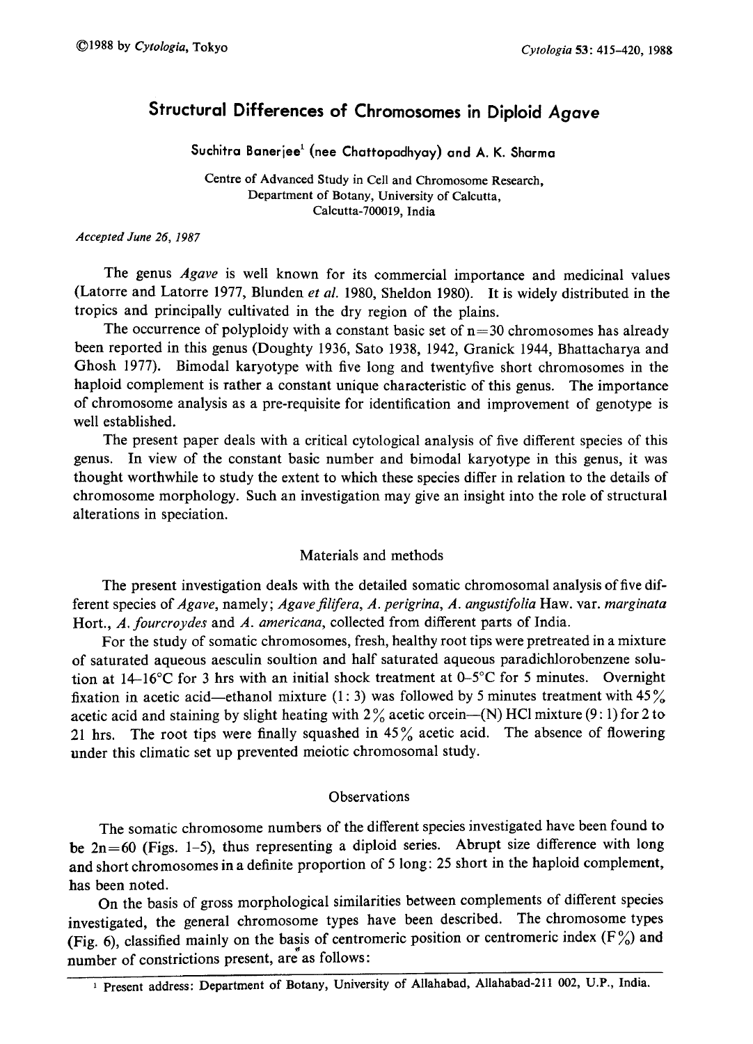# Structural Differences of Chromosomes in Diploid *Agave*

Suchitra Banerjee[1] (nee Chattopadhyay) and A. K. Sharma

Centre of Advanced Study in Cell and Chromosome Research,
Department of Botany, University of Calcutta,
Calcutta-700019, India

*Accepted June 26, 1987*

The genus *Agave* is well known for its commercial importance and medicinal values (Latorre and Latorre 1977, Blunden *et al.* 1980, Sheldon 1980). It is widely distributed in the tropics and principally cultivated in the dry region of the plains.

The occurrence of polyploidy with a constant basic set of n=30 chromosomes has already been reported in this genus (Doughty 1936, Sato 1938, 1942, Granick 1944, Bhattacharya and Ghosh 1977). Bimodal karyotype with five long and twentyfive short chromosomes in the haploid complement is rather a constant unique characteristic of this genus. The importance of chromosome analysis as a pre-requisite for identification and improvement of genotype is well established.

The present paper deals with a critical cytological analysis of five different species of this genus. In view of the constant basic number and bimodal karyotype in this genus, it was thought worthwhile to study the extent to which these species differ in relation to the details of chromosome morphology. Such an investigation may give an insight into the role of structural alterations in speciation.

## Materials and methods

The present investigation deals with the detailed somatic chromosomal analysis of five different species of *Agave*, namely; *Agave filifera*, *A. perigrina*, *A. angustifolia* Haw. var. *marginata* Hort., *A. fourcroydes* and *A. americana*, collected from different parts of India.

For the study of somatic chromosomes, fresh, healthy root tips were pretreated in a mixture of saturated aqueous aesculin soultion and half saturated aqueous paradichlorobenzene solution at 14–16°C for 3 hrs with an initial shock treatment at 0–5°C for 5 minutes. Overnight fixation in acetic acid—ethanol mixture (1:3) was followed by 5 minutes treatment with 45% acetic acid and staining by slight heating with 2% acetic orcein—(N) HCl mixture (9:1) for 2 to 21 hrs. The root tips were finally squashed in 45% acetic acid. The absence of flowering under this climatic set up prevented meiotic chromosomal study.

## Observations

The somatic chromosome numbers of the different species investigated have been found to be 2n=60 (Figs. 1–5), thus representing a diploid series. Abrupt size difference with long and short chromosomes in a definite proportion of 5 long: 25 short in the haploid complement, has been noted.

On the basis of gross morphological similarities between complements of different species investigated, the general chromosome types have been described. The chromosome types (Fig. 6), classified mainly on the basis of centromeric position or centromeric index (F%) and number of constrictions present, are as follows:

[1] Present address: Department of Botany, University of Allahabad, Allahabad-211 002, U.P., India.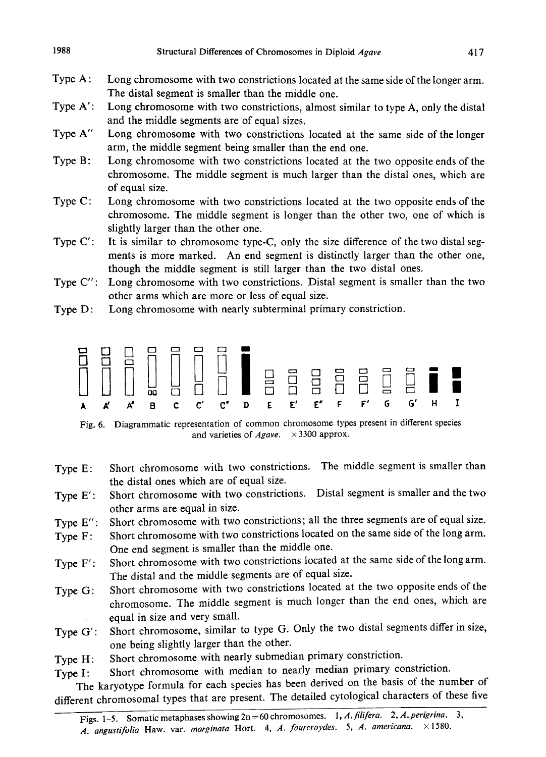Type A: Long chromosome with two constrictions located at the same side of the longer arm. The distal segment is smaller than the middle one.

Type A′: Long chromosome with two constrictions, almost similar to type A, only the distal and the middle segments are of equal sizes.

Type A″ Long chromosome with two constrictions located at the same side of the longer arm, the middle segment being smaller than the end one.

Type B: Long chromosome with two constrictions located at the two opposite ends of the chromosome. The middle segment is much larger than the distal ones, which are of equal size.

Type C: Long chromosome with two constrictions located at the two opposite ends of the chromosome. The middle segment is longer than the other two, one of which is slightly larger than the other one.

Type C′: It is similar to chromosome type-C, only the size difference of the two distal segments is more marked. An end segment is distinctly larger than the other one, though the middle segment is still larger than the two distal ones.

Type C″: Long chromosome with two constrictions. Distal segment is smaller than the two other arms which are more or less of equal size.

Type D: Long chromosome with nearly subterminal primary constriction.

A A′ A″ B C C′ C″ D E E′ E″ F F′ G G′ H I

Fig. 6. Diagrammatic representation of common chromosome types present in different species and varieties of *Agave*. ×3300 approx.

Type E: Short chromosome with two constrictions. The middle segment is smaller than the distal ones which are of equal size.

Type E′: Short chromosome with two constrictions. Distal segment is smaller and the two other arms are equal in size.

Type E″: Short chromosome with two constrictions; all the three segments are of equal size.

Type F: Short chromosome with two constrictions located on the same side of the long arm. One end segment is smaller than the middle one.

Type F′: Short chromosome with two constrictions located at the same side of the long arm. The distal and the middle segments are of equal size.

Type G: Short chromosome with two constrictions located at the two opposite ends of the chromosome. The middle segment is much longer than the end ones, which are equal in size and very small.

Type G′: Short chromosome, similar to type G. Only the two distal segments differ in size, one being slightly larger than the other.

Type H: Short chromosome with nearly submedian primary constriction.

Type I: Short chromosome with median to nearly median primary constriction.

The karyotype formula for each species has been derived on the basis of the number of different chromosomal types that are present. The detailed cytological characters of these five

Figs. 1–5. Somatic metaphases showing 2n=60 chromosomes. 1, *A. filifera*. 2, *A. perigrina*. 3, *A. angustifolia* Haw. var. *marginata* Hort. 4, *A. fourcroydes*. 5, *A. americana*. ×1580.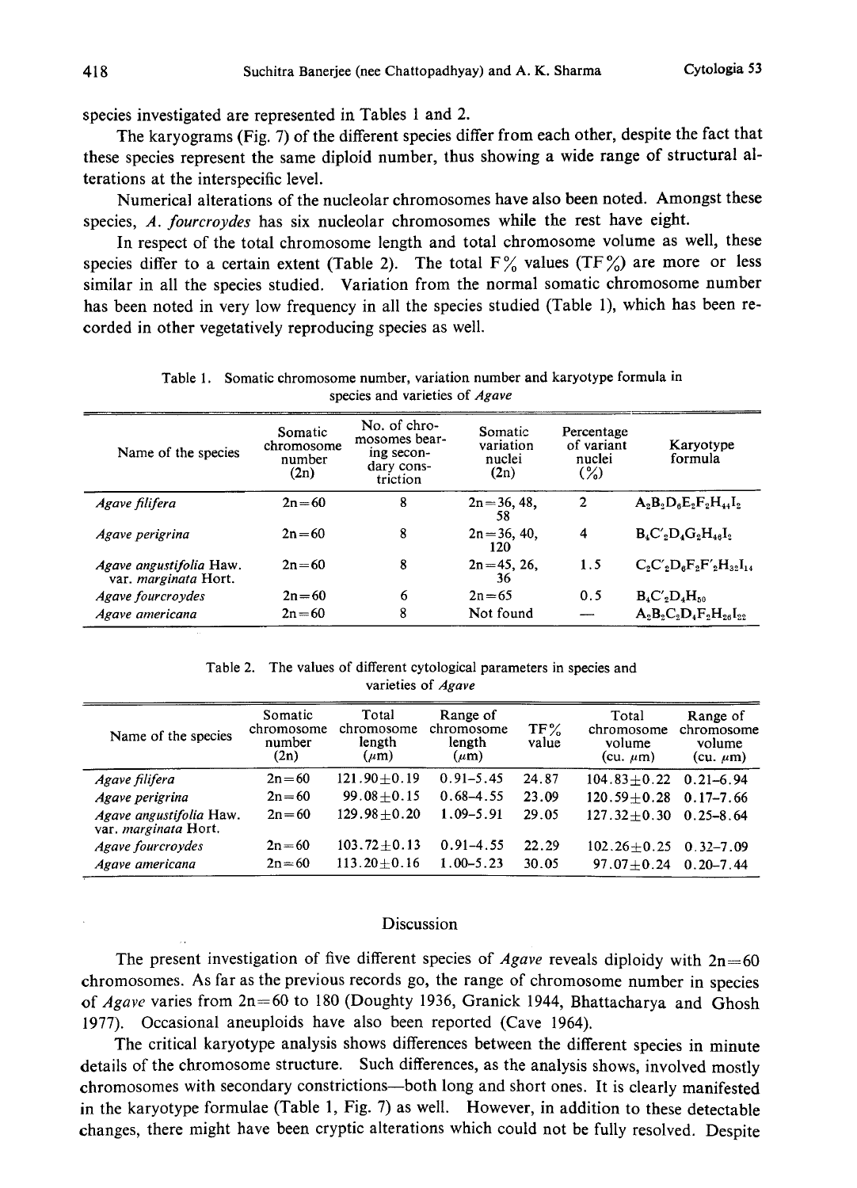species investigated are represented in Tables 1 and 2.

The karyograms (Fig. 7) of the different species differ from each other, despite the fact that these species represent the same diploid number, thus showing a wide range of structural alterations at the interspecific level.

Numerical alterations of the nucleolar chromosomes have also been noted. Amongst these species, *A. fourcroydes* has six nucleolar chromosomes while the rest have eight.

In respect of the total chromosome length and total chromosome volume as well, these species differ to a certain extent (Table 2). The total F% values (TF%) are more or less similar in all the species studied. Variation from the normal somatic chromosome number has been noted in very low frequency in all the species studied (Table 1), which has been recorded in other vegetatively reproducing species as well.

Table 1. Somatic chromosome number, variation number and karyotype formula in species and varieties of *Agave*

| Name of the species | Somatic chromosome number (2n) | No. of chromosomes bearing secondary constriction | Somatic variation nuclei (2n) | Percentage of variant nuclei (%) | Karyotype formula |
|---|---|---|---|---|---|
| *Agave filifera* | 2n=60 | 8 | 2n=36, 48, 58 | 2 | $A_2B_2D_6E_2F_2H_{44}I_2$ |
| *Agave perigrina* | 2n=60 | 8 | 2n=36, 40, 120 | 4 | $B_4C'_2D_4G_2H_{46}I_2$ |
| *Agave angustifolia* Haw. var. *marginata* Hort. | 2n=60 | 8 | 2n=45, 26, 36 | 1.5 | $C_2C'_2D_6F_2F'_2H_{32}I_{14}$ |
| *Agave fourcroydes* | 2n=60 | 6 | 2n=65 | 0.5 | $B_4C'_2D_4H_{50}$ |
| *Agave americana* | 2n=60 | 8 | Not found | — | $A_2B_2C_2D_4F_2H_{26}I_{22}$ |

Table 2. The values of different cytological parameters in species and varieties of *Agave*

| Name of the species | Somatic chromosome number (2n) | Total chromosome length (μm) | Range of chromosome length (μm) | TF% value | Total chromosome volume (cu. μm) | Range of chromosome volume (cu. μm) |
|---|---|---|---|---|---|---|
| *Agave filifera* | 2n=60 | 121.90±0.19 | 0.91–5.45 | 24.87 | 104.83±0.22 | 0.21–6.94 |
| *Agave perigrina* | 2n=60 | 99.08±0.15 | 0.68–4.55 | 23.09 | 120.59±0.28 | 0.17–7.66 |
| *Agave angustifolia* Haw. var. *marginata* Hort. | 2n=60 | 129.98±0.20 | 1.09–5.91 | 29.05 | 127.32±0.30 | 0.25–8.64 |
| *Agave fourcroydes* | 2n=60 | 103.72±0.13 | 0.91–4.55 | 22.29 | 102.26±0.25 | 0.32–7.09 |
| *Agave americana* | 2n=60 | 113.20±0.16 | 1.00–5.23 | 30.05 | 97.07±0.24 | 0.20–7.44 |

## Discussion

The present investigation of five different species of *Agave* reveals diploidy with 2n=60 chromosomes. As far as the previous records go, the range of chromosome number in species of *Agave* varies from 2n=60 to 180 (Doughty 1936, Granick 1944, Bhattacharya and Ghosh 1977). Occasional aneuploids have also been reported (Cave 1964).

The critical karyotype analysis shows differences between the different species in minute details of the chromosome structure. Such differences, as the analysis shows, involved mostly chromosomes with secondary constrictions—both long and short ones. It is clearly manifested in the karyotype formulae (Table 1, Fig. 7) as well. However, in addition to these detectable changes, there might have been cryptic alterations which could not be fully resolved. Despite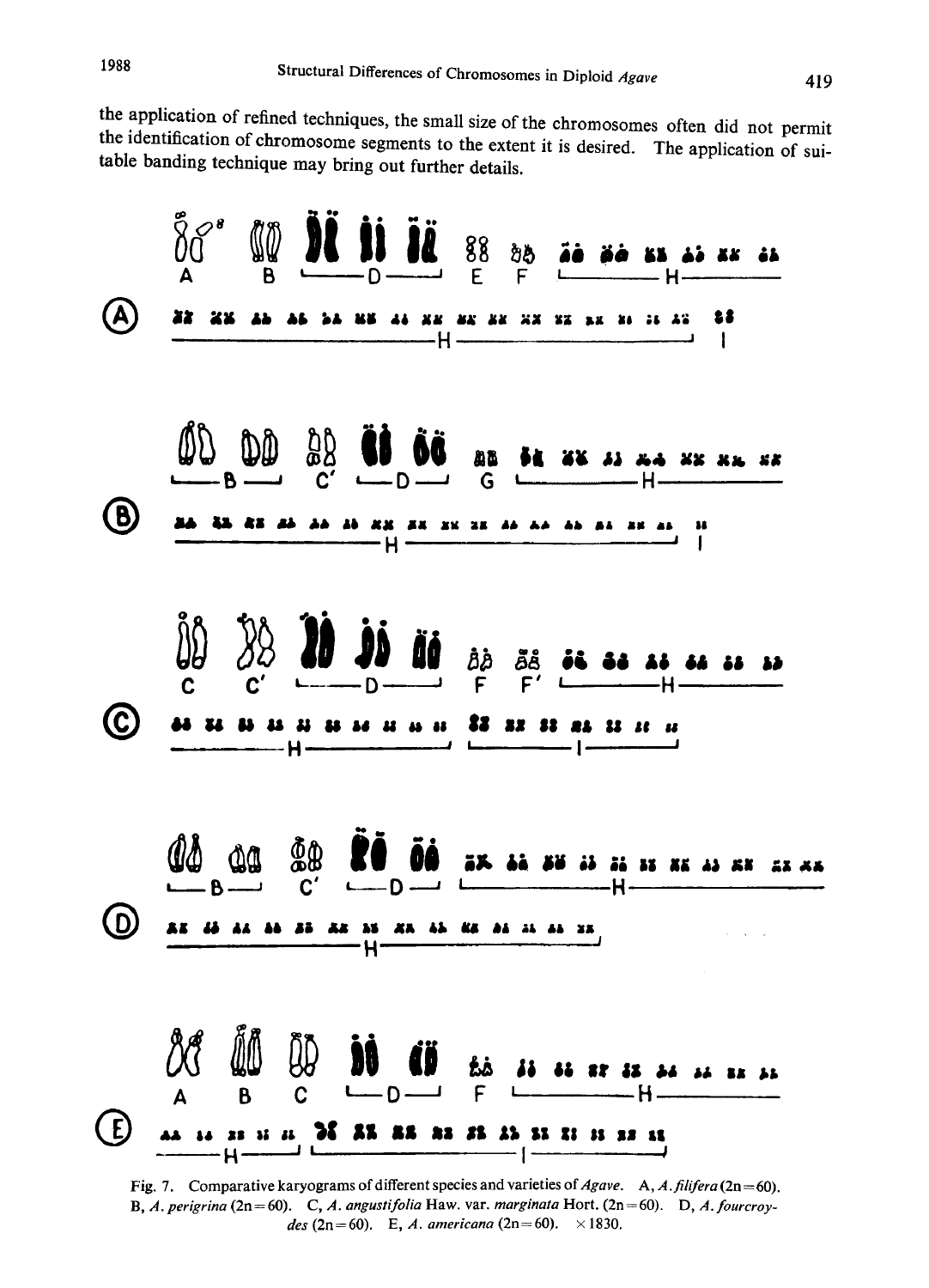the application of refined techniques, the small size of the chromosomes often did not permit the identification of chromosome segments to the extent it is desired. The application of suitable banding technique may bring out further details.

Fig. 7. Comparative karyograms of different species and varieties of *Agave*. A, *A. filifera* (2n=60). B, *A. perigrina* (2n=60). C, *A. angustifolia* Haw. var. *marginata* Hort. (2n=60). D, *A. fourcroydes* (2n=60). E, *A. americana* (2n=60). ×1830.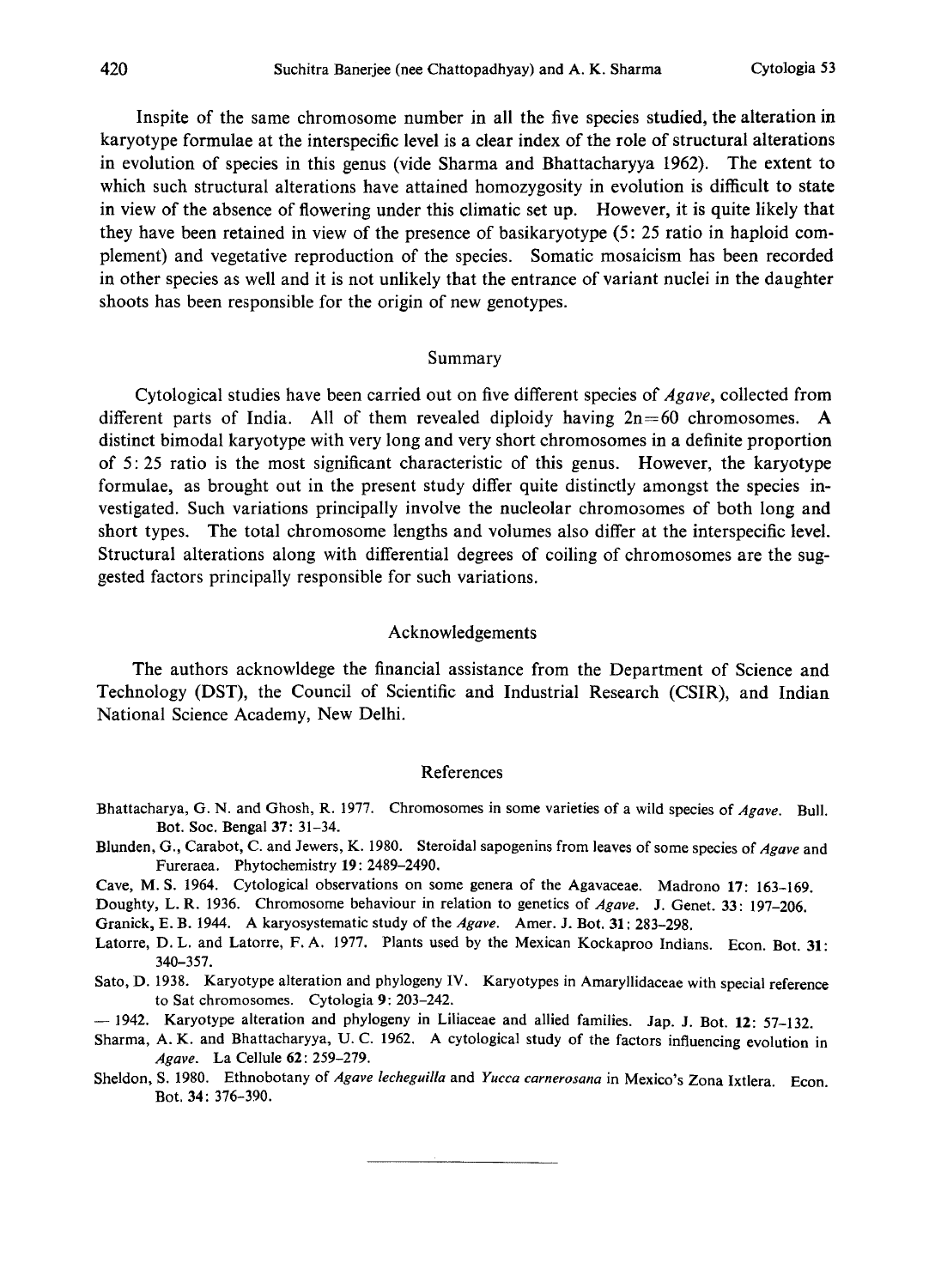Inspite of the same chromosome number in all the five species studied, the alteration in karyotype formulae at the interspecific level is a clear index of the role of structural alterations in evolution of species in this genus (vide Sharma and Bhattacharyya 1962). The extent to which such structural alterations have attained homozygosity in evolution is difficult to state in view of the absence of flowering under this climatic set up. However, it is quite likely that they have been retained in view of the presence of basikaryotype (5: 25 ratio in haploid complement) and vegetative reproduction of the species. Somatic mosaicism has been recorded in other species as well and it is not unlikely that the entrance of variant nuclei in the daughter shoots has been responsible for the origin of new genotypes.

## Summary

Cytological studies have been carried out on five different species of *Agave*, collected from different parts of India. All of them revealed diploidy having $2n=60$ chromosomes. A distinct bimodal karyotype with very long and very short chromosomes in a definite proportion of 5: 25 ratio is the most significant characteristic of this genus. However, the karyotype formulae, as brought out in the present study differ quite distinctly amongst the species investigated. Such variations principally involve the nucleolar chromosomes of both long and short types. The total chromosome lengths and volumes also differ at the interspecific level. Structural alterations along with differential degrees of coiling of chromosomes are the suggested factors principally responsible for such variations.

## Acknowledgements

The authors acknowldege the financial assistance from the Department of Science and Technology (DST), the Council of Scientific and Industrial Research (CSIR), and Indian National Science Academy, New Delhi.

## References

Bhattacharya, G. N. and Ghosh, R. 1977. Chromosomes in some varieties of a wild species of *Agave*. Bull. Bot. Soc. Bengal **37**: 31–34.

Blunden, G., Carabot, C. and Jewers, K. 1980. Steroidal sapogenins from leaves of some species of *Agave* and Fureraea. Phytochemistry **19**: 2489–2490.

Cave, M. S. 1964. Cytological observations on some genera of the Agavaceae. Madrono **17**: 163–169.

Doughty, L. R. 1936. Chromosome behaviour in relation to genetics of *Agave*. J. Genet. **33**: 197–206.

Granick, E. B. 1944. A karyosystematic study of the *Agave*. Amer. J. Bot. **31**: 283–298.

Latorre, D. L. and Latorre, F. A. 1977. Plants used by the Mexican Kockaproo Indians. Econ. Bot. **31**: 340–357.

Sato, D. 1938. Karyotype alteration and phylogeny IV. Karyotypes in Amaryllidaceae with special reference to Sat chromosomes. Cytologia **9**: 203–242.

— 1942. Karyotype alteration and phylogeny in Liliaceae and allied families. Jap. J. Bot. **12**: 57–132.

Sharma, A. K. and Bhattacharyya, U. C. 1962. A cytological study of the factors influencing evolution in *Agave*. La Cellule **62**: 259–279.

Sheldon, S. 1980. Ethnobotany of *Agave lecheguilla* and *Yucca carnerosana* in Mexico's Zona Ixtlera. Econ. Bot. **34**: 376–390.